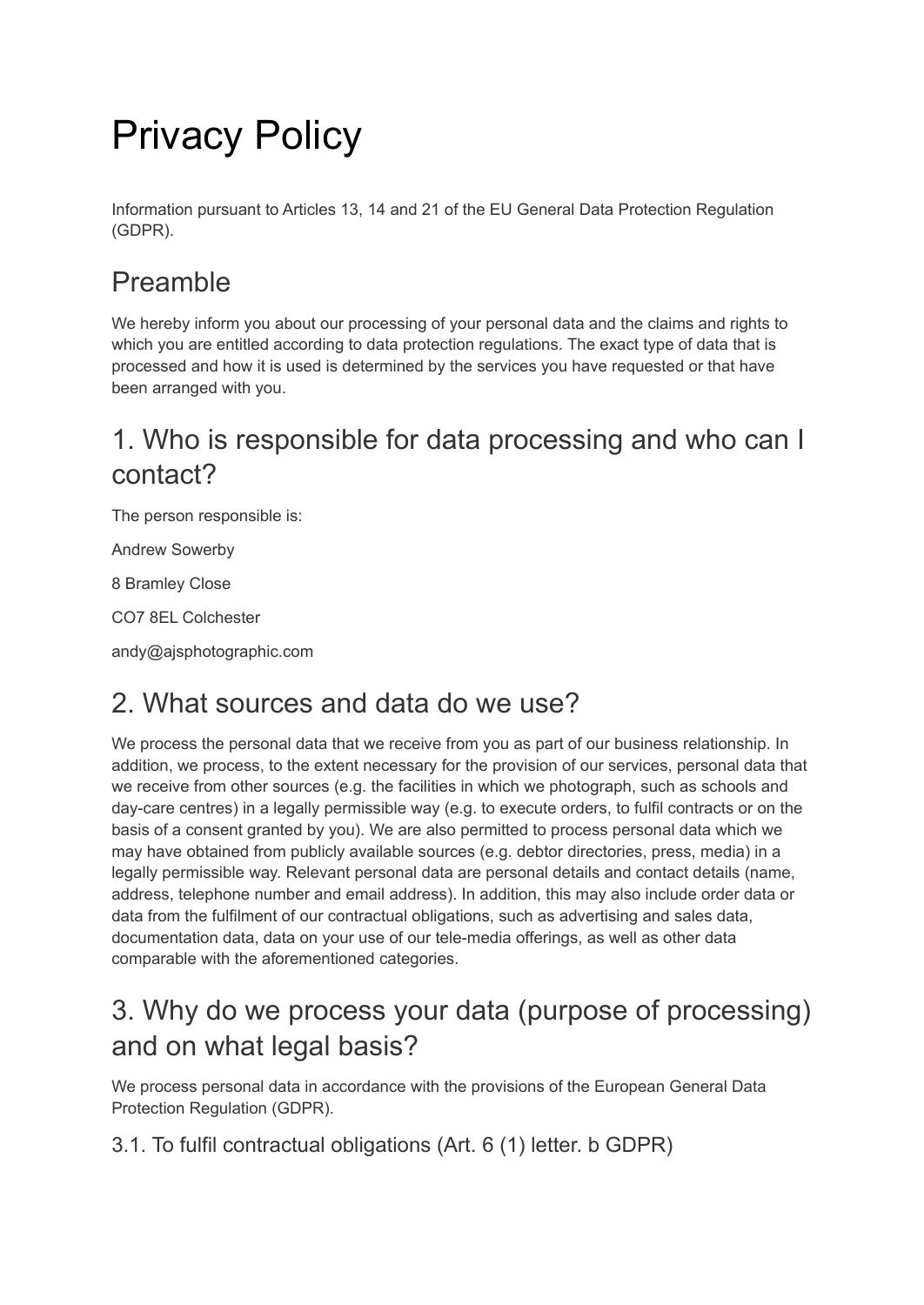# Privacy Policy

Information pursuant to Articles 13, 14 and 21 of the EU General Data Protection Regulation (GDPR).

## Preamble

We hereby inform you about our processing of your personal data and the claims and rights to which you are entitled according to data protection regulations. The exact type of data that is processed and how it is used is determined by the services you have requested or that have been arranged with you.

## 1. Who is responsible for data processing and who can I contact?

The person responsible is:

Andrew Sowerby

8 Bramley Close

CO7 8EL Colchester

andy@ajsphotographic.com

## 2. What sources and data do we use?

We process the personal data that we receive from you as part of our business relationship. In addition, we process, to the extent necessary for the provision of our services, personal data that we receive from other sources (e.g. the facilities in which we photograph, such as schools and day-care centres) in a legally permissible way (e.g. to execute orders, to fulfil contracts or on the basis of a consent granted by you). We are also permitted to process personal data which we may have obtained from publicly available sources (e.g. debtor directories, press, media) in a legally permissible way. Relevant personal data are personal details and contact details (name, address, telephone number and email address). In addition, this may also include order data or data from the fulfilment of our contractual obligations, such as advertising and sales data, documentation data, data on your use of our tele-media offerings, as well as other data comparable with the aforementioned categories.

## 3. Why do we process your data (purpose of processing) and on what legal basis?

We process personal data in accordance with the provisions of the European General Data Protection Regulation (GDPR).

### 3.1. To fulfil contractual obligations (Art. 6 (1) letter. b GDPR)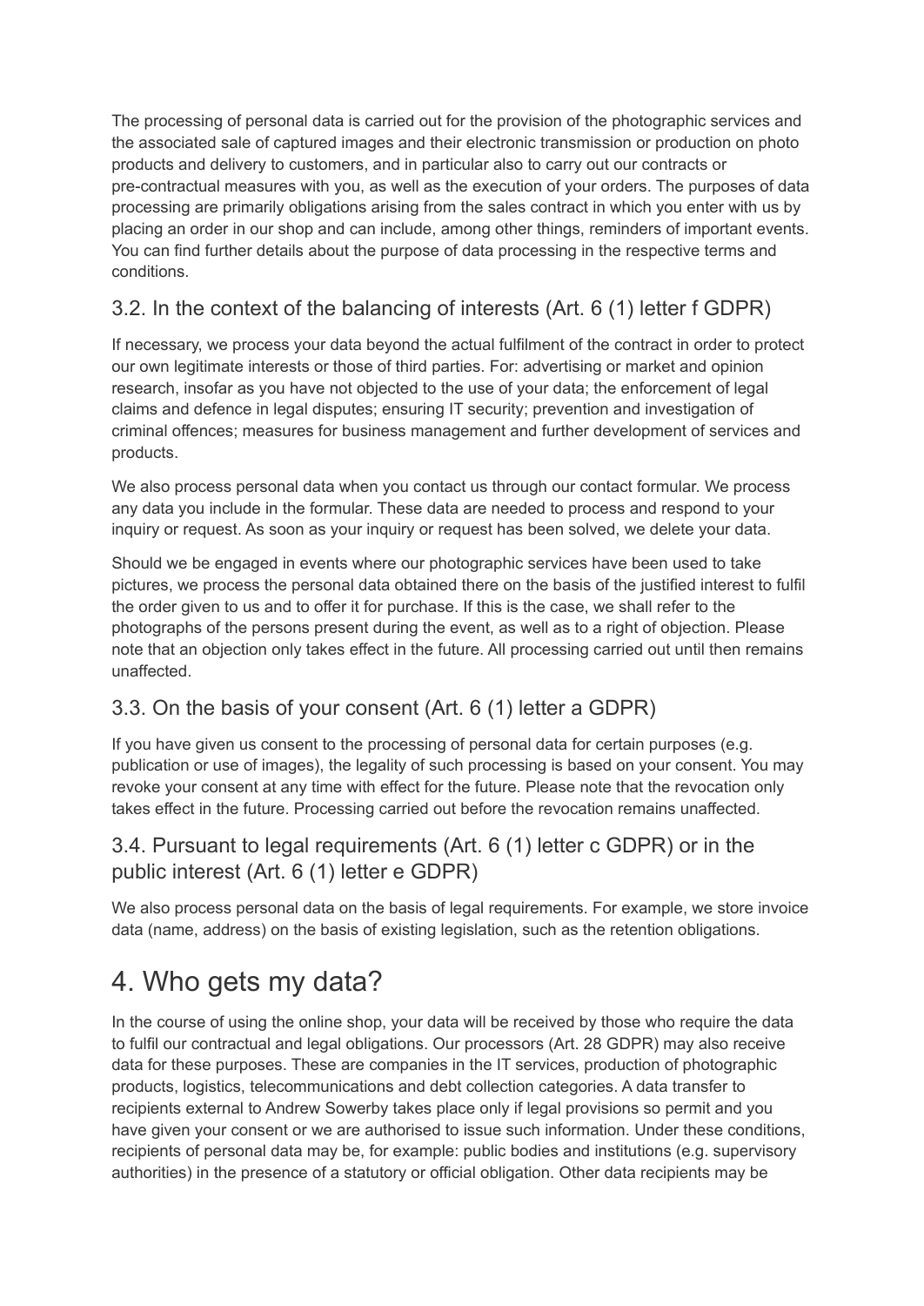The processing of personal data is carried out for the provision of the photographic services and the associated sale of captured images and their electronic transmission or production on photo products and delivery to customers, and in particular also to carry out our contracts or pre-contractual measures with you, as well as the execution of your orders. The purposes of data processing are primarily obligations arising from the sales contract in which you enter with us by placing an order in our shop and can include, among other things, reminders of important events. You can find further details about the purpose of data processing in the respective terms and conditions.

## 3.2. In the context of the balancing of interests (Art. 6 (1) letter f GDPR)

If necessary, we process your data beyond the actual fulfilment of the contract in order to protect our own legitimate interests or those of third parties. For: advertising or market and opinion research, insofar as you have not objected to the use of your data; the enforcement of legal claims and defence in legal disputes; ensuring IT security; prevention and investigation of criminal offences; measures for business management and further development of services and products.

We also process personal data when you contact us through our contact formular. We process any data you include in the formular. These data are needed to process and respond to your inquiry or request. As soon as your inquiry or request has been solved, we delete your data.

Should we be engaged in events where our photographic services have been used to take pictures, we process the personal data obtained there on the basis of the justified interest to fulfil the order given to us and to offer it for purchase. If this is the case, we shall refer to the photographs of the persons present during the event, as well as to a right of objection. Please note that an objection only takes effect in the future. All processing carried out until then remains unaffected.

## 3.3. On the basis of your consent (Art. 6 (1) letter a GDPR)

If you have given us consent to the processing of personal data for certain purposes (e.g. publication or use of images), the legality of such processing is based on your consent. You may revoke your consent at any time with effect for the future. Please note that the revocation only takes effect in the future. Processing carried out before the revocation remains unaffected.

## 3.4. Pursuant to legal requirements (Art. 6 (1) letter c GDPR) or in the public interest (Art. 6 (1) letter e GDPR)

We also process personal data on the basis of legal requirements. For example, we store invoice data (name, address) on the basis of existing legislation, such as the retention obligations.

# 4. Who gets my data?

In the course of using the online shop, your data will be received by those who require the data to fulfil our contractual and legal obligations. Our processors (Art. 28 GDPR) may also receive data for these purposes. These are companies in the IT services, production of photographic products, logistics, telecommunications and debt collection categories. A data transfer to recipients external to Andrew Sowerby takes place only if legal provisions so permit and you have given your consent or we are authorised to issue such information. Under these conditions, recipients of personal data may be, for example: public bodies and institutions (e.g. supervisory authorities) in the presence of a statutory or official obligation. Other data recipients may be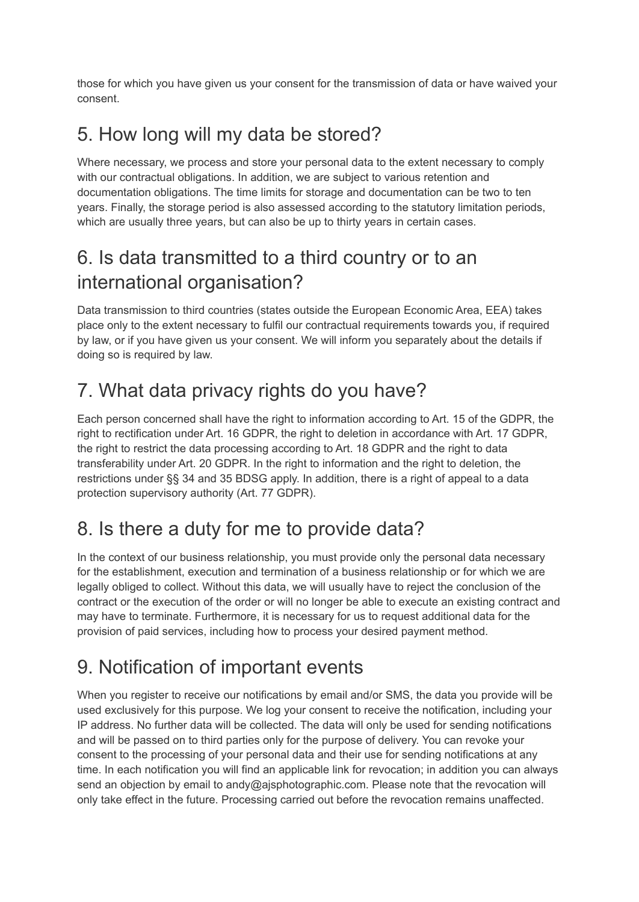those for which you have given us your consent for the transmission of data or have waived your consent.

## 5. How long will my data be stored?

Where necessary, we process and store your personal data to the extent necessary to comply with our contractual obligations. In addition, we are subject to various retention and documentation obligations. The time limits for storage and documentation can be two to ten years. Finally, the storage period is also assessed according to the statutory limitation periods, which are usually three years, but can also be up to thirty years in certain cases.

## 6. Is data transmitted to a third country or to an international organisation?

Data transmission to third countries (states outside the European Economic Area, EEA) takes place only to the extent necessary to fulfil our contractual requirements towards you, if required by law, or if you have given us your consent. We will inform you separately about the details if doing so is required by law.

## 7. What data privacy rights do you have?

Each person concerned shall have the right to information according to Art. 15 of the GDPR, the right to rectification under Art. 16 GDPR, the right to deletion in accordance with Art. 17 GDPR, the right to restrict the data processing according to Art. 18 GDPR and the right to data transferability under Art. 20 GDPR. In the right to information and the right to deletion, the restrictions under §§ 34 and 35 BDSG apply. In addition, there is a right of appeal to a data protection supervisory authority (Art. 77 GDPR).

## 8. Is there a duty for me to provide data?

In the context of our business relationship, you must provide only the personal data necessary for the establishment, execution and termination of a business relationship or for which we are legally obliged to collect. Without this data, we will usually have to reject the conclusion of the contract or the execution of the order or will no longer be able to execute an existing contract and may have to terminate. Furthermore, it is necessary for us to request additional data for the provision of paid services, including how to process your desired payment method.

## 9. Notification of important events

When you register to receive our notifications by email and/or SMS, the data you provide will be used exclusively for this purpose. We log your consent to receive the notification, including your IP address. No further data will be collected. The data will only be used for sending notifications and will be passed on to third parties only for the purpose of delivery. You can revoke your consent to the processing of your personal data and their use for sending notifications at any time. In each notification you will find an applicable link for revocation; in addition you can always send an objection by email to andy@ajsphotographic.com. Please note that the revocation will only take effect in the future. Processing carried out before the revocation remains unaffected.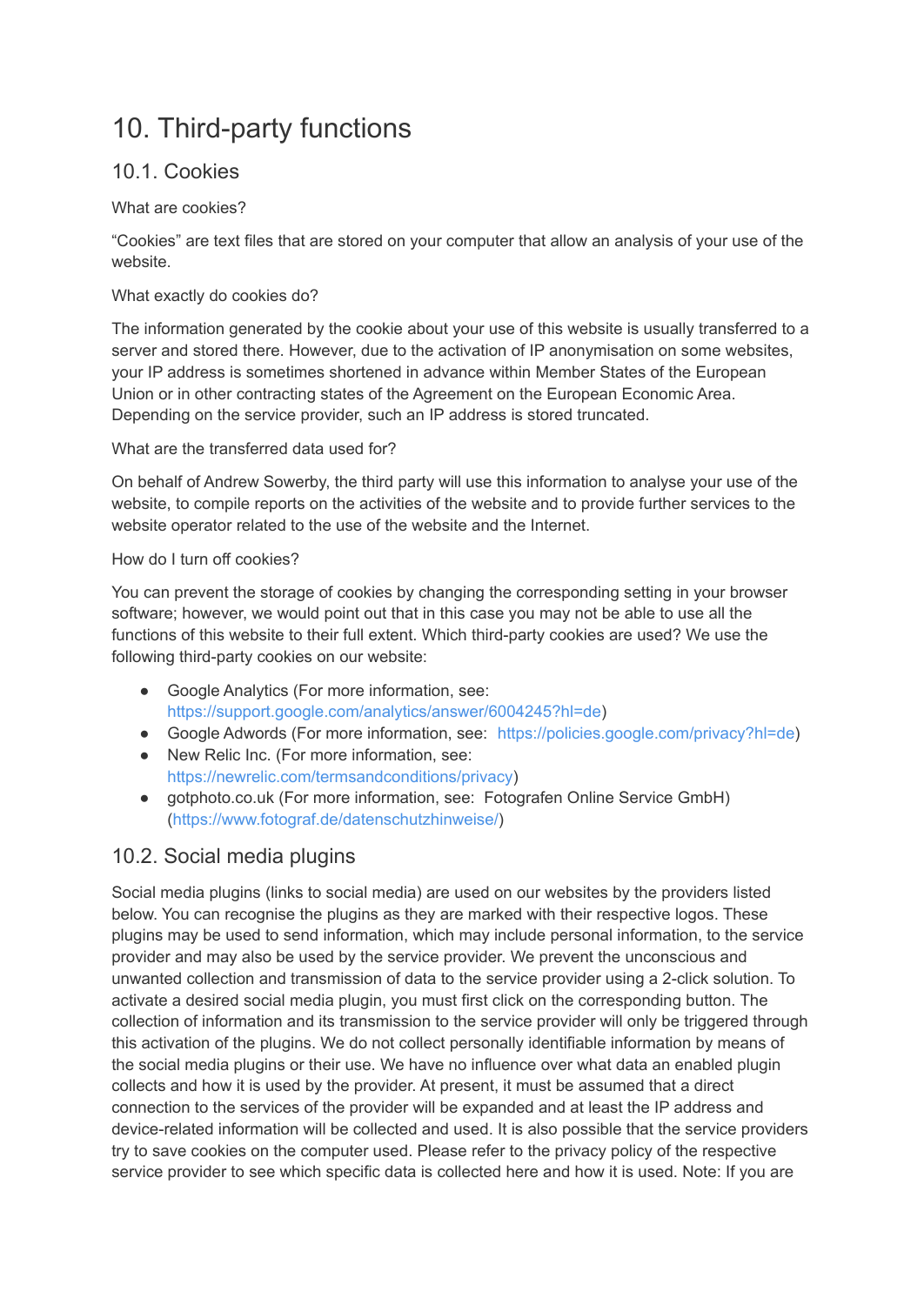# 10. Third-party functions

## 10.1. Cookies

What are cookies?

"Cookies" are text files that are stored on your computer that allow an analysis of your use of the website.

What exactly do cookies do?

The information generated by the cookie about your use of this website is usually transferred to a server and stored there. However, due to the activation of IP anonymisation on some websites, your IP address is sometimes shortened in advance within Member States of the European Union or in other contracting states of the Agreement on the European Economic Area. Depending on the service provider, such an IP address is stored truncated.

What are the transferred data used for?

On behalf of Andrew Sowerby, the third party will use this information to analyse your use of the website, to compile reports on the activities of the website and to provide further services to the website operator related to the use of the website and the Internet.

How do I turn off cookies?

You can prevent the storage of cookies by changing the corresponding setting in your browser software; however, we would point out that in this case you may not be able to use all the functions of this website to their full extent. Which third-party cookies are used? We use the following third-party cookies on our website:

- Google Analytics (For more information, see: https://support.google.com/analytics/answer/6004245?hl=de)
- Google Adwords (For more information, see: https://policies.google.com/privacy?hl=de)
- New Relic Inc. (For more information, see: https://newrelic.com/termsandconditions/privacy)
- gotphoto.co.uk (For more information, see: Fotografen Online Service GmbH) (https://www.fotograf.de/datenschutzhinweise/)

## 10.2. Social media plugins

Social media plugins (links to social media) are used on our websites by the providers listed below. You can recognise the plugins as they are marked with their respective logos. These plugins may be used to send information, which may include personal information, to the service provider and may also be used by the service provider. We prevent the unconscious and unwanted collection and transmission of data to the service provider using a 2-click solution. To activate a desired social media plugin, you must first click on the corresponding button. The collection of information and its transmission to the service provider will only be triggered through this activation of the plugins. We do not collect personally identifiable information by means of the social media plugins or their use. We have no influence over what data an enabled plugin collects and how it is used by the provider. At present, it must be assumed that a direct connection to the services of the provider will be expanded and at least the IP address and device-related information will be collected and used. It is also possible that the service providers try to save cookies on the computer used. Please refer to the privacy policy of the respective service provider to see which specific data is collected here and how it is used. Note: If you are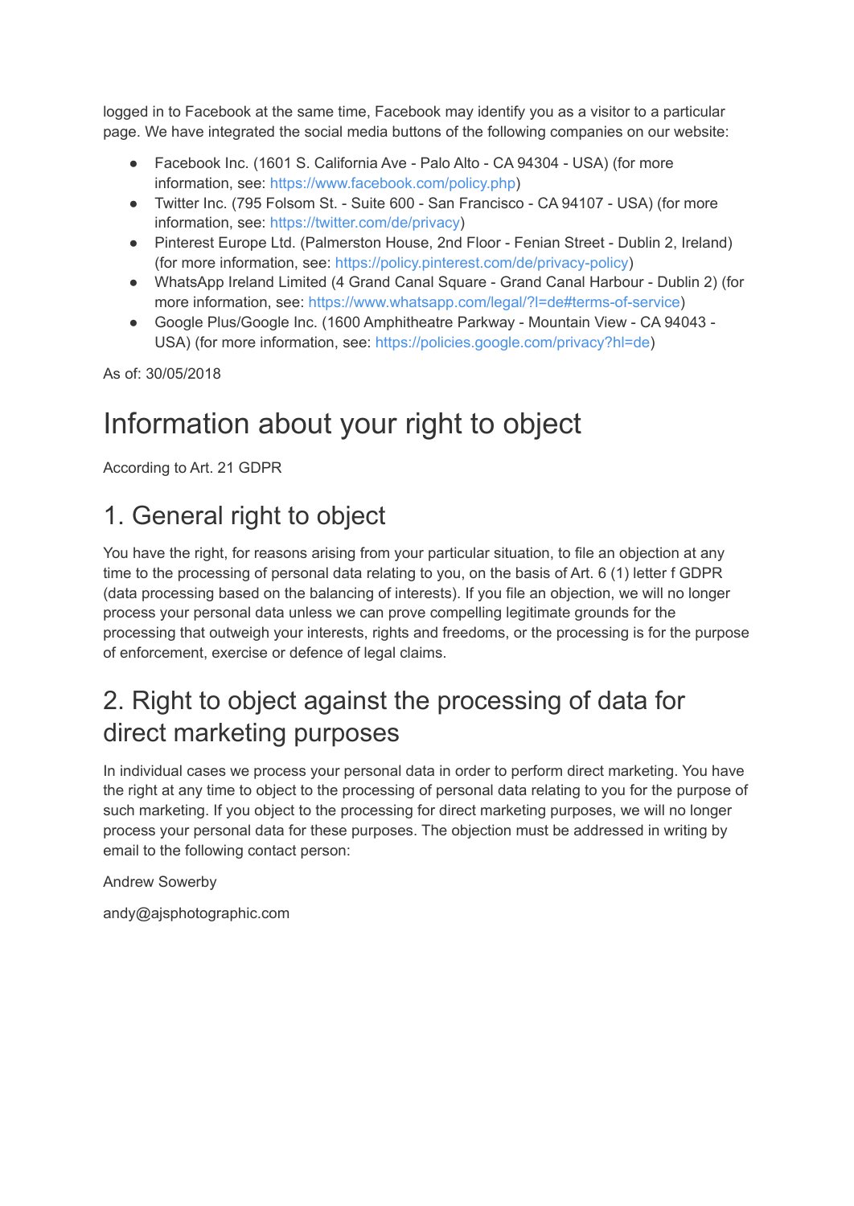logged in to Facebook at the same time, Facebook may identify you as a visitor to a particular page. We have integrated the social media buttons of the following companies on our website:

- Facebook Inc. (1601 S. California Ave - Palo Alto - CA 94304 - USA) (for more information, see: https://www.facebook.com/policy.php)
- Twitter Inc. (795 Folsom St. - Suite 600 - San Francisco - CA 94107 - USA) (for more information, see: https://twitter.com/de/privacy)
- Pinterest Europe Ltd. (Palmerston House, 2nd Floor - Fenian Street - Dublin 2, Ireland) (for more information, see: https://policy.pinterest.com/de/privacy-policy)
- WhatsApp Ireland Limited (4 Grand Canal Square - Grand Canal Harbour - Dublin 2) (for more information, see: https://www.whatsapp.com/legal/?l=de#terms-of-service)
- Google Plus/Google Inc. (1600 Amphitheatre Parkway - Mountain View - CA 94043 - USA) (for more information, see: https://policies.google.com/privacy?hl=de)

As of: 30/05/2018

# Information about your right to object

According to Art. 21 GDPR

## 1. General right to object

You have the right, for reasons arising from your particular situation, to file an objection at any time to the processing of personal data relating to you, on the basis of Art. 6 (1) letter f GDPR (data processing based on the balancing of interests). If you file an objection, we will no longer process your personal data unless we can prove compelling legitimate grounds for the processing that outweigh your interests, rights and freedoms, or the processing is for the purpose of enforcement, exercise or defence of legal claims.

## 2. Right to object against the processing of data for direct marketing purposes

In individual cases we process your personal data in order to perform direct marketing. You have the right at any time to object to the processing of personal data relating to you for the purpose of such marketing. If you object to the processing for direct marketing purposes, we will no longer process your personal data for these purposes. The objection must be addressed in writing by email to the following contact person:

Andrew Sowerby

andy@ajsphotographic.com